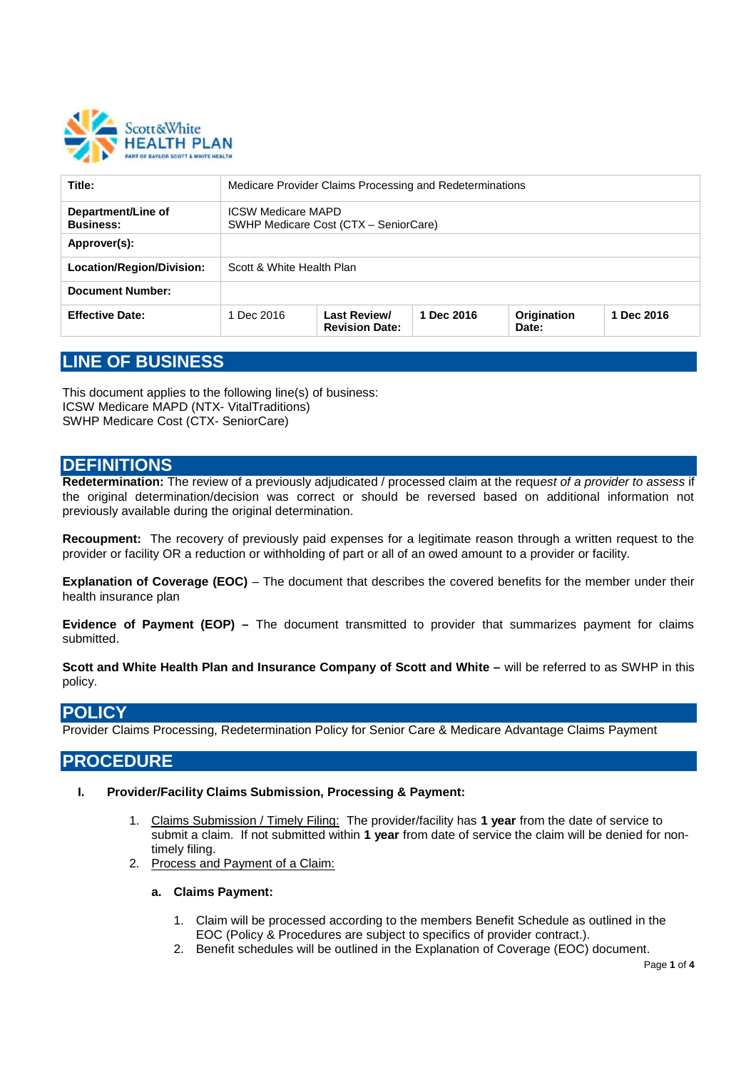| Title: | Medicare Provider Claims Processing and Redeterminations | | | | |
|---|---|---|---|---|---|
| **Department/Line of Business:** | ICSW Medicare MAPD<br>SWHP Medicare Cost (CTX – SeniorCare) | | | | |
| **Approver(s):** | | | | | |
| **Location/Region/Division:** | Scott & White Health Plan | | | | |
| **Document Number:** | | | | | |
| **Effective Date:** | 1 Dec 2016 | **Last Review/ Revision Date:** | **1 Dec 2016** | **Origination Date:** | **1 Dec 2016** |

# LINE OF BUSINESS

This document applies to the following line(s) of business:
ICSW Medicare MAPD (NTX- VitalTraditions)
SWHP Medicare Cost (CTX- SeniorCare)

# DEFINITIONS

**Redetermination:** The review of a previously adjudicated / processed claim at the requ*est of a provider to assess* if the original determination/decision was correct or should be reversed based on additional information not previously available during the original determination.

**Recoupment:** The recovery of previously paid expenses for a legitimate reason through a written request to the provider or facility OR a reduction or withholding of part or all of an owed amount to a provider or facility.

**Explanation of Coverage (EOC)** – The document that describes the covered benefits for the member under their health insurance plan

**Evidence of Payment (EOP) –** The document transmitted to provider that summarizes payment for claims submitted.

**Scott and White Health Plan and Insurance Company of Scott and White –** will be referred to as SWHP in this policy.

# POLICY

Provider Claims Processing, Redetermination Policy for Senior Care & Medicare Advantage Claims Payment

# PROCEDURE

**I. Provider/Facility Claims Submission, Processing & Payment:**

1. Claims Submission / Timely Filing: The provider/facility has **1 year** from the date of service to submit a claim. If not submitted within **1 year** from date of service the claim will be denied for non-timely filing.
2. Process and Payment of a Claim:

   **a. Claims Payment:**

   1. Claim will be processed according to the members Benefit Schedule as outlined in the EOC (Policy & Procedures are subject to specifics of provider contract.).
   2. Benefit schedules will be outlined in the Explanation of Coverage (EOC) document.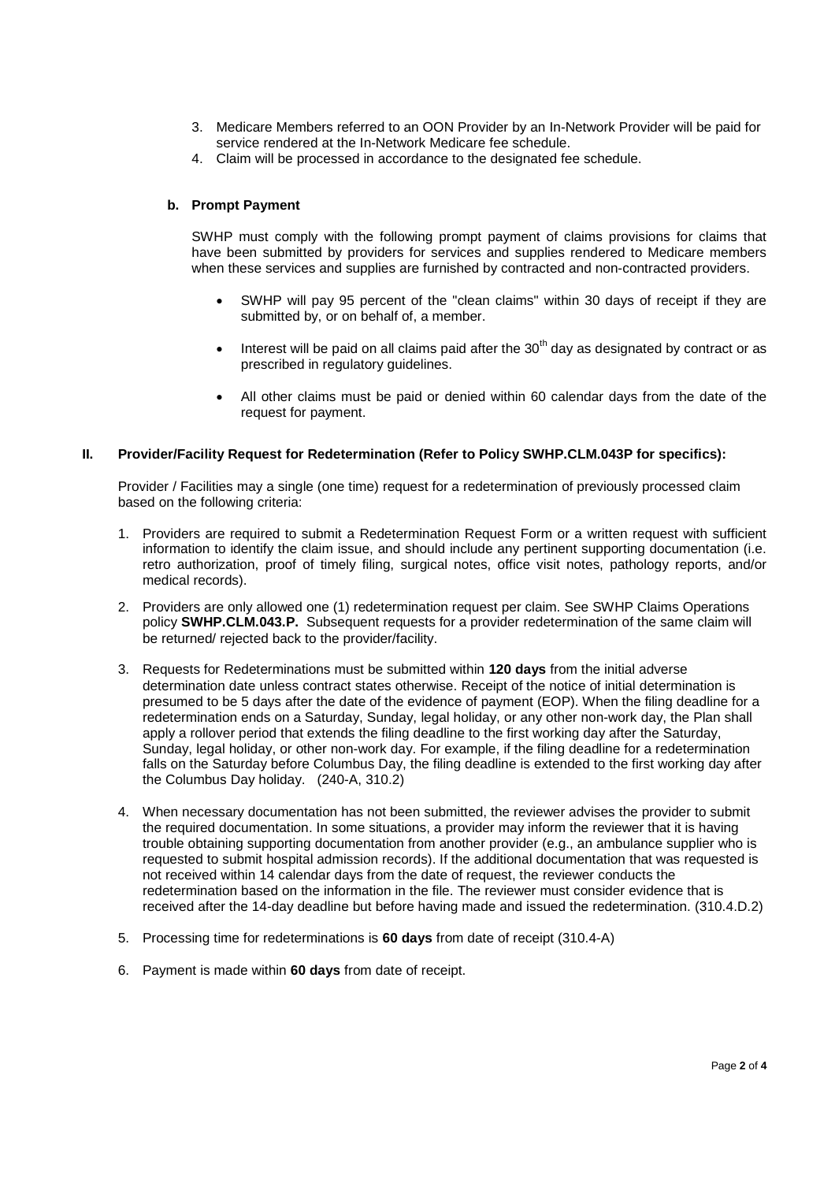3. Medicare Members referred to an OON Provider by an In-Network Provider will be paid for service rendered at the In-Network Medicare fee schedule.
4. Claim will be processed in accordance to the designated fee schedule.

**b. Prompt Payment**

SWHP must comply with the following prompt payment of claims provisions for claims that have been submitted by providers for services and supplies rendered to Medicare members when these services and supplies are furnished by contracted and non-contracted providers.

- SWHP will pay 95 percent of the "clean claims" within 30 days of receipt if they are submitted by, or on behalf of, a member.
- Interest will be paid on all claims paid after the 30th day as designated by contract or as prescribed in regulatory guidelines.
- All other claims must be paid or denied within 60 calendar days from the date of the request for payment.

## II. Provider/Facility Request for Redetermination (Refer to Policy SWHP.CLM.043P for specifics):

Provider / Facilities may a single (one time) request for a redetermination of previously processed claim based on the following criteria:

1. Providers are required to submit a Redetermination Request Form or a written request with sufficient information to identify the claim issue, and should include any pertinent supporting documentation (i.e. retro authorization, proof of timely filing, surgical notes, office visit notes, pathology reports, and/or medical records).
2. Providers are only allowed one (1) redetermination request per claim. See SWHP Claims Operations policy **SWHP.CLM.043.P.** Subsequent requests for a provider redetermination of the same claim will be returned/ rejected back to the provider/facility.
3. Requests for Redeterminations must be submitted within **120 days** from the initial adverse determination date unless contract states otherwise. Receipt of the notice of initial determination is presumed to be 5 days after the date of the evidence of payment (EOP). When the filing deadline for a redetermination ends on a Saturday, Sunday, legal holiday, or any other non-work day, the Plan shall apply a rollover period that extends the filing deadline to the first working day after the Saturday, Sunday, legal holiday, or other non-work day. For example, if the filing deadline for a redetermination falls on the Saturday before Columbus Day, the filing deadline is extended to the first working day after the Columbus Day holiday. (240-A, 310.2)
4. When necessary documentation has not been submitted, the reviewer advises the provider to submit the required documentation. In some situations, a provider may inform the reviewer that it is having trouble obtaining supporting documentation from another provider (e.g., an ambulance supplier who is requested to submit hospital admission records). If the additional documentation that was requested is not received within 14 calendar days from the date of request, the reviewer conducts the redetermination based on the information in the file. The reviewer must consider evidence that is received after the 14-day deadline but before having made and issued the redetermination. (310.4.D.2)
5. Processing time for redeterminations is **60 days** from date of receipt (310.4-A)
6. Payment is made within **60 days** from date of receipt.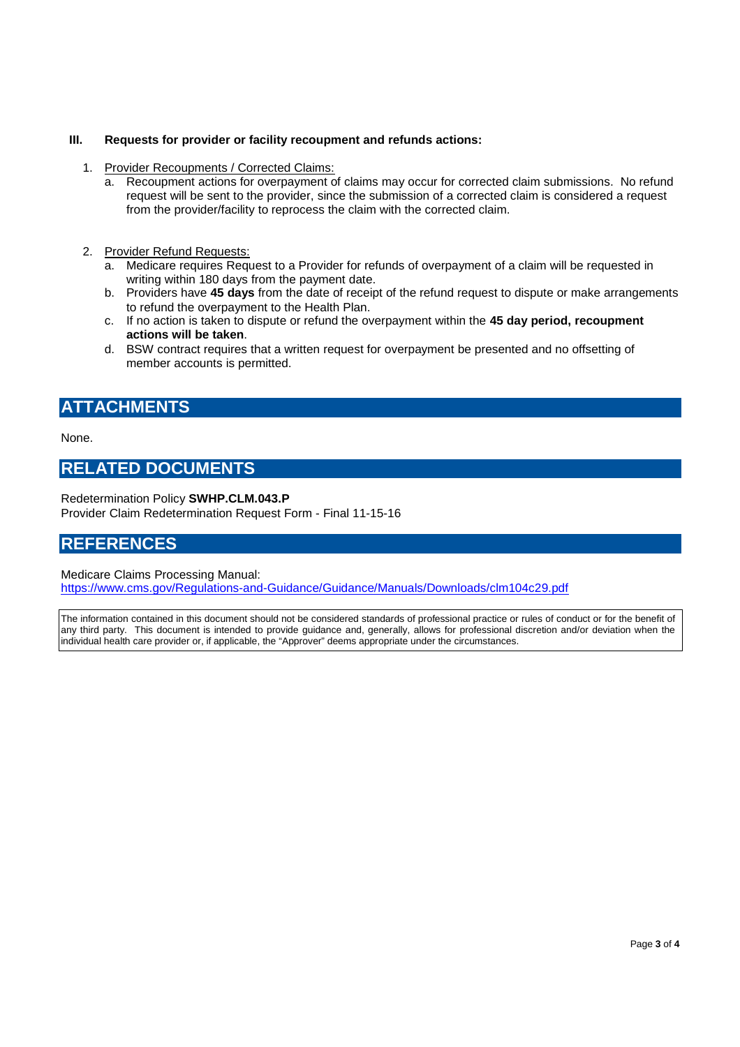### III. Requests for provider or facility recoupment and refunds actions:

1. Provider Recoupments / Corrected Claims:
   a. Recoupment actions for overpayment of claims may occur for corrected claim submissions. No refund request will be sent to the provider, since the submission of a corrected claim is considered a request from the provider/facility to reprocess the claim with the corrected claim.

2. Provider Refund Requests:
   a. Medicare requires Request to a Provider for refunds of overpayment of a claim will be requested in writing within 180 days from the payment date.
   b. Providers have **45 days** from the date of receipt of the refund request to dispute or make arrangements to refund the overpayment to the Health Plan.
   c. If no action is taken to dispute or refund the overpayment within the **45 day period, recoupment actions will be taken**.
   d. BSW contract requires that a written request for overpayment be presented and no offsetting of member accounts is permitted.

## ATTACHMENTS

None.

## RELATED DOCUMENTS

Redetermination Policy **SWHP.CLM.043.P**
Provider Claim Redetermination Request Form - Final 11-15-16

## REFERENCES

Medicare Claims Processing Manual:
https://www.cms.gov/Regulations-and-Guidance/Guidance/Manuals/Downloads/clm104c29.pdf

The information contained in this document should not be considered standards of professional practice or rules of conduct or for the benefit of any third party. This document is intended to provide guidance and, generally, allows for professional discretion and/or deviation when the individual health care provider or, if applicable, the "Approver" deems appropriate under the circumstances.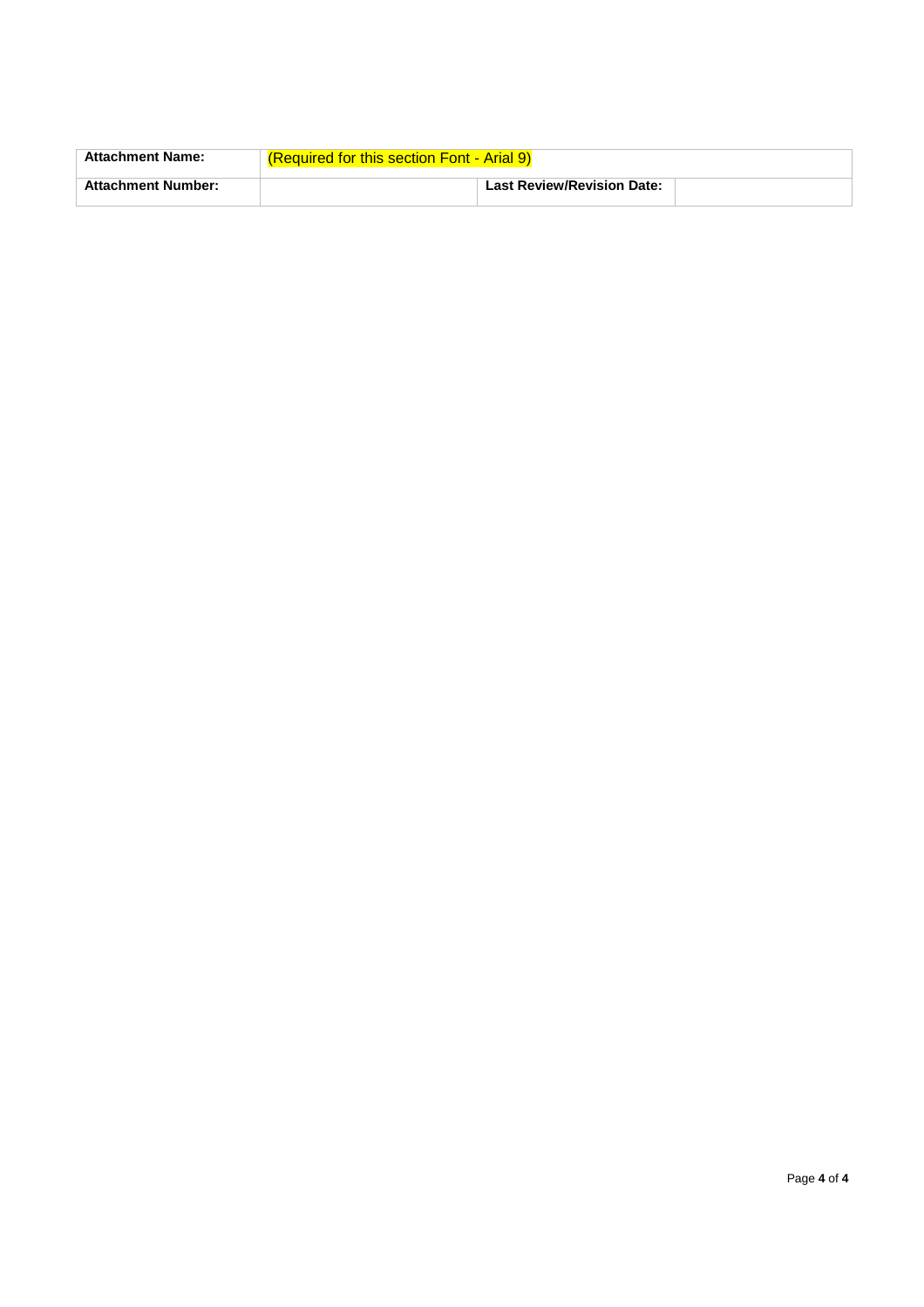| | | | |
|---|---|---|---|
| **Attachment Name:** | (Required for this section Font - Arial 9) | | |
| **Attachment Number:** | | **Last Review/Revision Date:** | |